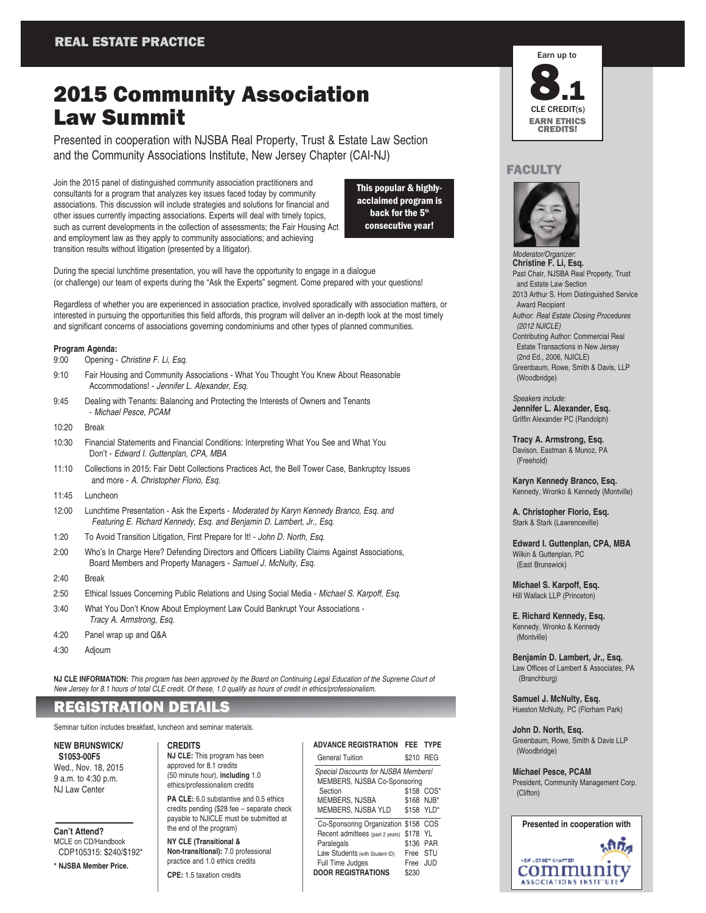REAL ESTATE PRACTICE

# 2015 Community Association Law Summit

Presented in cooperation with NJSBA Real Property, Trust & Estate Law Section and the Community Associations Institute, New Jersey Chapter (CAI-NJ)

**This popular & highly-acclaimed program is back for the 5th consecutive year!**

Join the 2015 panel of distinguished community association practitioners and consultants for a program that analyzes key issues faced today by community associations. This discussion will include strategies and solutions for financial and other issues currently impacting associations. Experts will deal with timely topics, such as current developments in the collection of assessments; the Fair Housing Act and employment law as they apply to community associations; and achieving transition results without litigation (presented by a litigator).

During the special lunchtime presentation, you will have the opportunity to engage in a dialogue (or challenge) our team of experts during the "Ask the Experts" segment. Come prepared with your questions!

Regardless of whether you are experienced in association practice, involved sporadically with association matters, or interested in pursuing the opportunities this field affords, this program will deliver an in-depth look at the most timely and significant concerns of associations governing condominiums and other types of planned communities.

**Program Agenda:**

- 9:00 Opening - *Christine F. Li, Esq.*
- 9:10 Fair Housing and Community Associations - What You Thought You Knew About Reasonable Accommodations! - *Jennifer L. Alexander, Esq.*
- 9:45 Dealing with Tenants: Balancing and Protecting the Interests of Owners and Tenants - *Michael Pesce, PCAM*
- 10:20 Break
- 10:30 Financial Statements and Financial Conditions: Interpreting What You See and What You Don't - *Edward I. Guttenplan, CPA, MBA*
- 11:10 Collections in 2015: Fair Debt Collections Practices Act, the Bell Tower Case, Bankruptcy Issues and more - *A. Christopher Florio, Esq.*
- 11:45 Luncheon
- 12:00 Lunchtime Presentation - Ask the Experts - *Moderated by Karyn Kennedy Branco, Esq. and Featuring E. Richard Kennedy, Esq. and Benjamin D. Lambert, Jr., Esq.*
- 1:20 To Avoid Transition Litigation, First Prepare for It! - *John D. North, Esq.*
- 2:00 Who's In Charge Here? Defending Directors and Officers Liability Claims Against Associations, Board Members and Property Managers - *Samuel J. McNulty, Esq.*
- 2:40 Break
- 2:50 Ethical Issues Concerning Public Relations and Using Social Media - *Michael S. Karpoff, Esq.*
- 3:40 What You Don't Know About Employment Law Could Bankrupt Your Associations - *Tracy A. Armstrong, Esq.*
- 4:20 Panel wrap up and Q&A
- 4:30 Adjourn

**NJ CLE INFORMATION:** *This program has been approved by the Board on Continuing Legal Education of the Supreme Court of New Jersey for 8.1 hours of total CLE credit. Of these, 1.0 qualify as hours of credit in ethics/professionalism.*

## REGISTRATION DETAILS

Seminar tuition includes breakfast, luncheon and seminar materials.

**NEW BRUNSWICK/ S1053-00F5**
Wed., Nov. 18, 2015
9 a.m. to 4:30 p.m.
NJ Law Center

**Can't Attend?**
MCLE on CD/Handbook
CDP105315: $240/$192*

**\* NJSBA Member Price.**

**CREDITS**

**NJ CLE:** This program has been approved for 8.1 credits (50 minute hour), **including** 1.0 ethics/professionalism credits

**PA CLE:** 6.0 substantive and 0.5 ethics credits pending ($28 fee – separate check payable to NJICLE must be submitted at the end of the program)

**NY CLE (Transitional & Non-transitional):** 7.0 professional practice and 1.0 ethics credits

**CPE:** 1.5 taxation credits

| ADVANCE REGISTRATION | FEE | TYPE |
|---|---|---|
| General Tuition | $210 | REG |
| *Special Discounts for NJSBA Members!* | | |
| MEMBERS, NJSBA Co-Sponsoring Section | $158 | COS* |
| MEMBERS, NJSBA | $168 | NJB* |
| MEMBERS, NJSBA YLD | $158 | YLD* |
| Co-Sponsoring Organization | $158 | COS |
| Recent admittees (past 2 years) | $178 | YL |
| Paralegals | $136 | PAR |
| Law Students (with Student ID) | Free | STU |
| Full Time Judges | Free | JUD |
| **DOOR REGISTRATIONS** | $230 | |

Earn up to **8.1** CLE CREDIT(s)
EARN ETHICS CREDITS!

## FACULTY

*Moderator/Organizer:*
**Christine F. Li, Esq.**
Past Chair, NJSBA Real Property, Trust and Estate Law Section
2013 Arthur S. Horn Distinguished Service Award Recipient
Author: *Real Estate Closing Procedures (2012 NJICLE)*
Contributing Author: Commercial Real Estate Transactions in New Jersey (2nd Ed., 2006, NJICLE)
Greenbaum, Rowe, Smith & Davis, LLP (Woodbridge)

*Speakers include:*

**Jennifer L. Alexander, Esq.**
Griffin Alexander PC (Randolph)

**Tracy A. Armstrong, Esq.**
Davison, Eastman & Munoz, PA (Freehold)

**Karyn Kennedy Branco, Esq.**
Kennedy, Wronko & Kennedy (Montville)

**A. Christopher Florio, Esq.**
Stark & Stark (Lawrenceville)

**Edward I. Guttenplan, CPA, MBA**
Wilkin & Guttenplan, PC (East Brunswick)

**Michael S. Karpoff, Esq.**
Hill Wallack LLP (Princeton)

**E. Richard Kennedy, Esq.**
Kennedy, Wronko & Kennedy (Montville)

**Benjamin D. Lambert, Jr., Esq.**
Law Offices of Lambert & Associates, PA (Branchburg)

**Samuel J. McNulty, Esq.**
Hueston McNulty, PC (Florham Park)

**John D. North, Esq.**
Greenbaum, Rowe, Smith & Davis LLP (Woodbridge)

**Michael Pesce, PCAM**
President, Community Management Corp. (Clifton)

**Presented in cooperation with**
New Jersey Chapter Community Associations Institute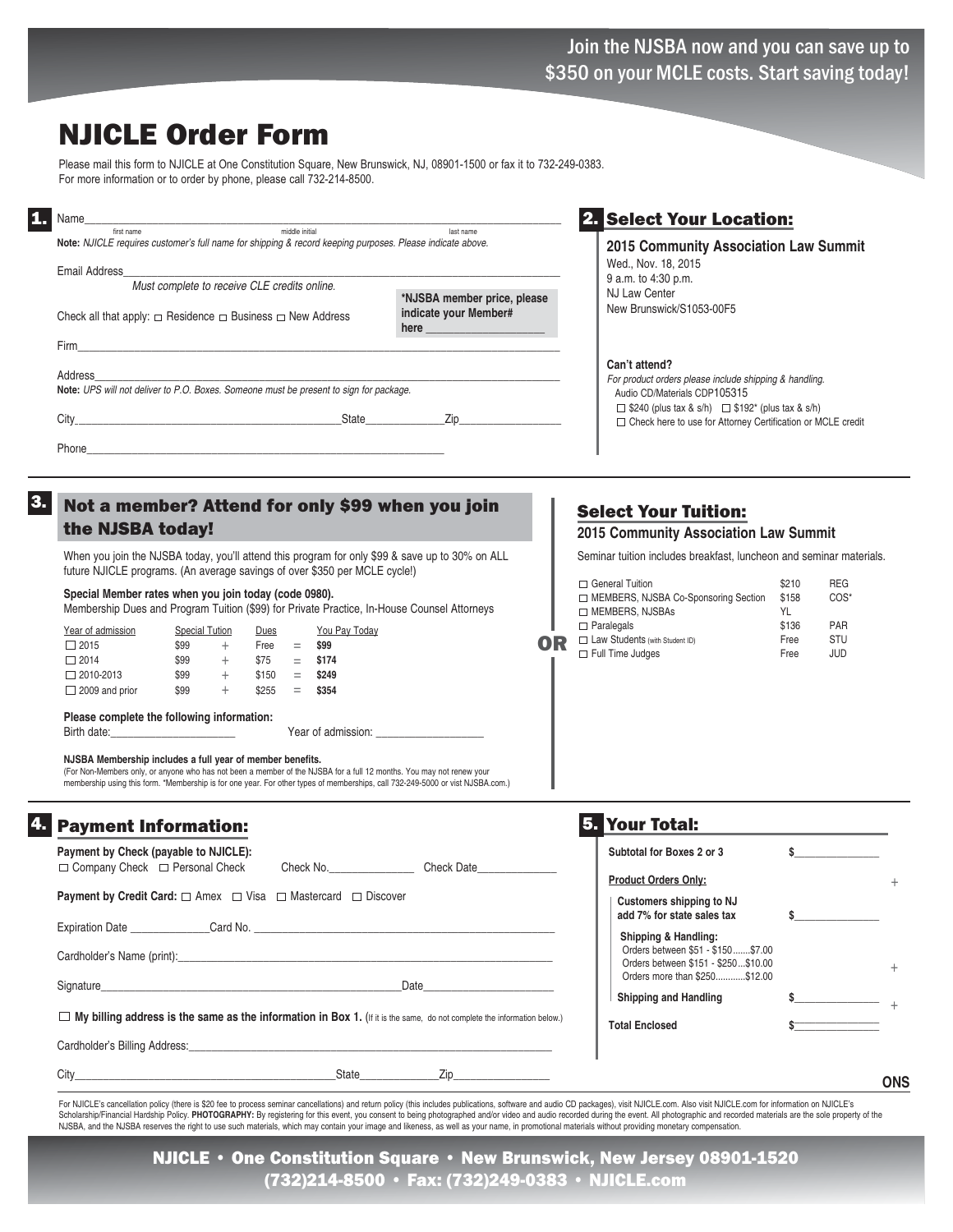Join the NJSBA now and you can save up to $350 on your MCLE costs. Start saving today!

# NJICLE Order Form

Please mail this form to NJICLE at One Constitution Square, New Brunswick, NJ, 08901-1500 or fax it to 732-249-0383.
For more information or to order by phone, please call 732-214-8500.

## 1.

Name_______________________________________________
first name middle initial last name

**Note:** *NJICLE requires customer's full name for shipping & record keeping purposes. Please indicate above.*

Email Address_______________________________________________
*Must complete to receive CLE credits online.*

Check all that apply: ☐ Residence ☐ Business ☐ New Address

**\*NJSBA member price, please indicate your Member# here** ____________________

Firm_______________________________________________

Address_______________________________________________
**Note:** *UPS will not deliver to P.O. Boxes. Someone must be present to sign for package.*

City_______________________ State__________ Zip__________

Phone_______________________________________________

## 2. Select Your Location:

**2015 Community Association Law Summit**
Wed., Nov. 18, 2015
9 a.m. to 4:30 p.m.
NJ Law Center
New Brunswick/S1053-00F5

**Can't attend?**
*For product orders please include shipping & handling.*
Audio CD/Materials CDP105315
☐ $240 (plus tax & s/h) ☐ $192* (plus tax & s/h)
☐ Check here to use for Attorney Certification or MCLE credit

## 3. Not a member? Attend for only $99 when you join the NJSBA today!

When you join the NJSBA today, you'll attend this program for only $99 & save up to 30% on ALL future NJICLE programs. (An average savings of over $350 per MCLE cycle!)

**Special Member rates when you join today (code 0980).**
Membership Dues and Program Tuition ($99) for Private Practice, In-House Counsel Attorneys

| Year of admission | Special Tuition | | Dues | | You Pay Today |
|---|---|---|---|---|---|
| ☐ 2015 | $99 | + | Free | = | **$99** |
| ☐ 2014 | $99 | + | $75 | = | **$174** |
| ☐ 2010-2013 | $99 | + | $150 | = | **$249** |
| ☐ 2009 and prior | $99 | + | $255 | = | **$354** |

**Please complete the following information:**
Birth date:__________________ Year of admission: __________________

**NJSBA Membership includes a full year of member benefits.**
(For Non-Members only, or anyone who has not been a member of the NJSBA for a full 12 months. You may not renew your membership using this form. \*Membership is for one year. For other types of memberships, call 732-249-5000 or visit NJSBA.com.)

**OR**

## Select Your Tuition:

**2015 Community Association Law Summit**

Seminar tuition includes breakfast, luncheon and seminar materials.

| | | |
|---|---|---|
| ☐ General Tuition | $210 | REG |
| ☐ MEMBERS, NJSBA Co-Sponsoring Section | $158 | COS* |
| ☐ MEMBERS, NJSBAs | | YL |
| ☐ Paralegals | $136 | PAR |
| ☐ Law Students (with Student ID) | Free | STU |
| ☐ Full Time Judges | Free | JUD |

## 4. Payment Information:

**Payment by Check (payable to NJICLE):**
☐ Company Check ☐ Personal Check Check No.__________ Check Date__________

**Payment by Credit Card:** ☐ Amex ☐ Visa ☐ Mastercard ☐ Discover

Expiration Date __________ Card No. ______________________________

Cardholder's Name (print):______________________________

Signature______________________________ Date__________

☐ **My billing address is the same as the information in Box 1.** (If it is the same, do not complete the information below.)

Cardholder's Billing Address:______________________________

City______________________ State__________ Zip__________

## 5. Your Total:

**Subtotal for Boxes 2 or 3** $__________

**Product Orders Only:** +

**Customers shipping to NJ add 7% for state sales tax** $__________

**Shipping & Handling:**
Orders between $51 - $150.......$7.00
Orders between $151 - $250...$10.00
Orders more than $250............$12.00 +

**Shipping and Handling** $__________ +

**Total Enclosed** $__________

ONS

For NJICLE's cancellation policy (there is $20 fee to process seminar cancellations) and return policy (this includes publications, software and audio CD packages), visit NJICLE.com. Also visit NJICLE.com for information on NJICLE's Scholarship/Financial Hardship Policy. **PHOTOGRAPHY:** By registering for this event, you consent to being photographed and/or video and audio recorded during the event. All photographic and recorded materials are the sole property of the NJSBA, and the NJSBA reserves the right to use such materials, which may contain your image and likeness, as well as your name, in promotional materials without providing monetary compensation.

**NJICLE • One Constitution Square • New Brunswick, New Jersey 08901-1520**
**(732)214-8500 • Fax: (732)249-0383 • NJICLE.com**